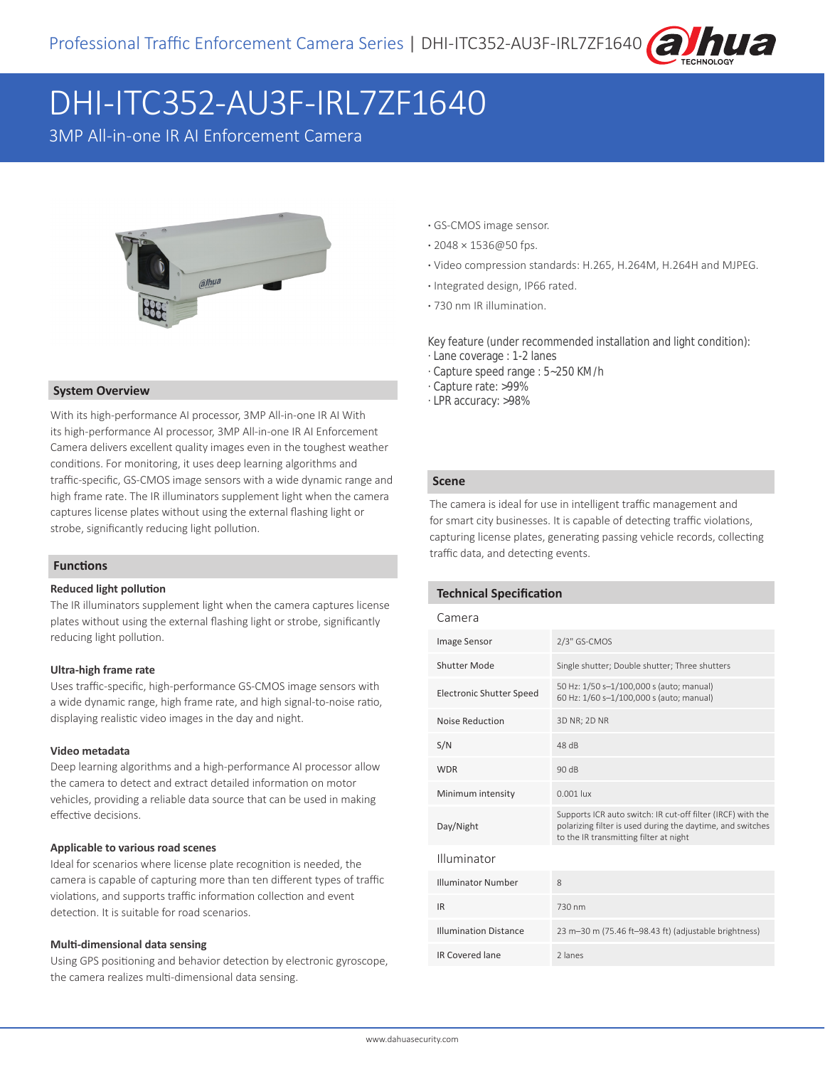# DHI-ITC352-AU3F-IRL7ZF1640

3MP All-in-one IR AI Enforcement Camera

- GS-CMOS image sensor.
- 2048 × 1536@50 fps.
- Video compression standards: H.265, H.264M, H.264H and MJPEG.
- Integrated design, IP66 rated.
- 730 nm IR illumination.

Key feature (under recommended installation and light condition):
- Lane coverage : 1-2 lanes
- Capture speed range : 5~250 KM/h
- Capture rate: >99%
- LPR accuracy: >98%

## System Overview

With its high-performance AI processor, 3MP All-in-one IR AI With its high-performance AI processor, 3MP All-in-one IR AI Enforcement Camera delivers excellent quality images even in the toughest weather conditions. For monitoring, it uses deep learning algorithms and traffic-specific, GS-CMOS image sensors with a wide dynamic range and high frame rate. The IR illuminators supplement light when the camera captures license plates without using the external flashing light or strobe, significantly reducing light pollution.

## Functions

### Reduced light pollution

The IR illuminators supplement light when the camera captures license plates without using the external flashing light or strobe, significantly reducing light pollution.

### Ultra-high frame rate

Uses traffic-specific, high-performance GS-CMOS image sensors with a wide dynamic range, high frame rate, and high signal-to-noise ratio, displaying realistic video images in the day and night.

### Video metadata

Deep learning algorithms and a high-performance AI processor allow the camera to detect and extract detailed information on motor vehicles, providing a reliable data source that can be used in making effective decisions.

### Applicable to various road scenes

Ideal for scenarios where license plate recognition is needed, the camera is capable of capturing more than ten different types of traffic violations, and supports traffic information collection and event detection. It is suitable for road scenarios.

### Multi-dimensional data sensing

Using GPS positioning and behavior detection by electronic gyroscope, the camera realizes multi-dimensional data sensing.

## Scene

The camera is ideal for use in intelligent traffic management and for smart city businesses. It is capable of detecting traffic violations, capturing license plates, generating passing vehicle records, collecting traffic data, and detecting events.

## Technical Specification

### Camera

| | |
|---|---|
| Image Sensor | 2/3" GS-CMOS |
| Shutter Mode | Single shutter; Double shutter; Three shutters |
| Electronic Shutter Speed | 50 Hz: 1/50 s–1/100,000 s (auto; manual)<br>60 Hz: 1/60 s–1/100,000 s (auto; manual) |
| Noise Reduction | 3D NR; 2D NR |
| S/N | 48 dB |
| WDR | 90 dB |
| Minimum intensity | 0.001 lux |
| Day/Night | Supports ICR auto switch: IR cut-off filter (IRCF) with the polarizing filter is used during the daytime, and switches to the IR transmitting filter at night |

### Illuminator

| | |
|---|---|
| Illuminator Number | 8 |
| IR | 730 nm |
| Illumination Distance | 23 m–30 m (75.46 ft–98.43 ft) (adjustable brightness) |
| IR Covered lane | 2 lanes |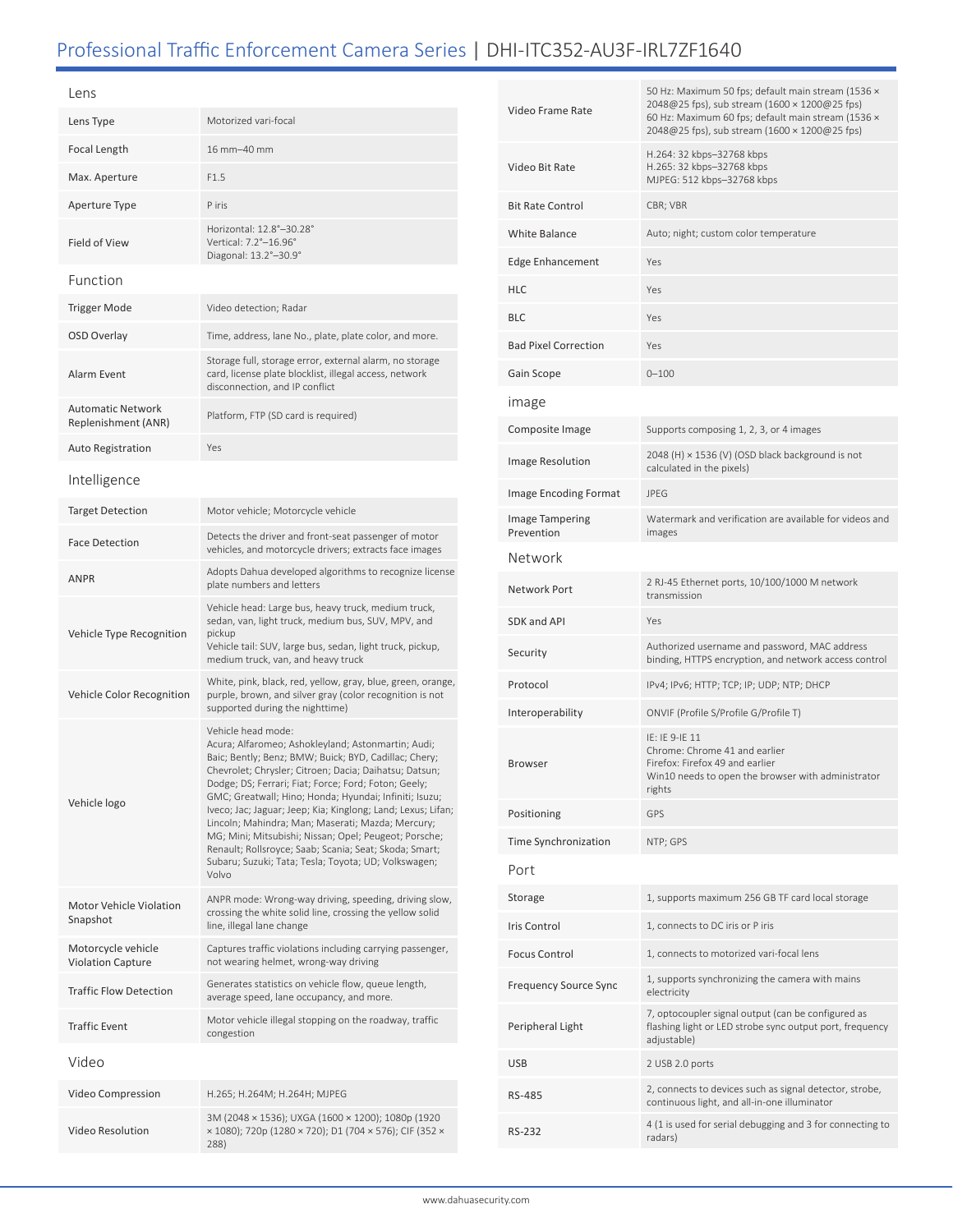# Professional Traffic Enforcement Camera Series | DHI-ITC352-AU3F-IRL7ZF1640

## Lens

| | |
|---|---|
| Lens Type | Motorized vari-focal |
| Focal Length | 16 mm–40 mm |
| Max. Aperture | F1.5 |
| Aperture Type | P iris |
| Field of View | Horizontal: 12.8°–30.28°<br>Vertical: 7.2°–16.96°<br>Diagonal: 13.2°–30.9° |

## Function

| | |
|---|---|
| Trigger Mode | Video detection; Radar |
| OSD Overlay | Time, address, lane No., plate, plate color, and more. |
| Alarm Event | Storage full, storage error, external alarm, no storage card, license plate blocklist, illegal access, network disconnection, and IP conflict |
| Automatic Network Replenishment (ANR) | Platform, FTP (SD card is required) |
| Auto Registration | Yes |

## Intelligence

| | |
|---|---|
| Target Detection | Motor vehicle; Motorcycle vehicle |
| Face Detection | Detects the driver and front-seat passenger of motor vehicles, and motorcycle drivers; extracts face images |
| ANPR | Adopts Dahua developed algorithms to recognize license plate numbers and letters |
| Vehicle Type Recognition | Vehicle head: Large bus, heavy truck, medium truck, sedan, van, light truck, medium bus, SUV, MPV, and pickup<br>Vehicle tail: SUV, large bus, sedan, light truck, pickup, medium truck, van, and heavy truck |
| Vehicle Color Recognition | White, pink, black, red, yellow, gray, blue, green, orange, purple, brown, and silver gray (color recognition is not supported during the nighttime) |
| Vehicle logo | Vehicle head mode:<br>Acura; Alfaromeo; Ashokleyland; Astonmartin; Audi; Baic; Bently; Benz; BMW; Buick; BYD, Cadillac; Chery; Chevrolet; Chrysler; Citroen; Dacia; Daihatsu; Datsun; Dodge; DS; Ferrari; Fiat; Force; Ford; Foton; Geely; GMC; Greatwall; Hino; Honda; Hyundai; Infiniti; Isuzu; Iveco; Jac; Jaguar; Jeep; Kia; Kinglong; Land; Lexus; Lifan; Lincoln; Mahindra; Man; Maserati; Mazda; Mercury; MG; Mini; Mitsubishi; Nissan; Opel; Peugeot; Porsche; Renault; Rollsroyce; Saab; Scania; Seat; Skoda; Smart; Subaru; Suzuki; Tata; Tesla; Toyota; UD; Volkswagen; Volvo |
| Motor Vehicle Violation Snapshot | ANPR mode: Wrong-way driving, speeding, driving slow, crossing the white solid line, crossing the yellow solid line, illegal lane change |
| Motorcycle vehicle Violation Capture | Captures traffic violations including carrying passenger, not wearing helmet, wrong-way driving |
| Traffic Flow Detection | Generates statistics on vehicle flow, queue length, average speed, lane occupancy, and more. |
| Traffic Event | Motor vehicle illegal stopping on the roadway, traffic congestion |

## Video

| | |
|---|---|
| Video Compression | H.265; H.264M; H.264H; MJPEG |
| Video Resolution | 3M (2048 × 1536); UXGA (1600 × 1200); 1080p (1920 × 1080); 720p (1280 × 720); D1 (704 × 576); CIF (352 × 288) |
| Video Frame Rate | 50 Hz: Maximum 50 fps; default main stream (1536 × 2048@25 fps), sub stream (1600 × 1200@25 fps)<br>60 Hz: Maximum 60 fps; default main stream (1536 × 2048@25 fps), sub stream (1600 × 1200@25 fps) |
| Video Bit Rate | H.264: 32 kbps–32768 kbps<br>H.265: 32 kbps–32768 kbps<br>MJPEG: 512 kbps–32768 kbps |
| Bit Rate Control | CBR; VBR |
| White Balance | Auto; night; custom color temperature |
| Edge Enhancement | Yes |
| HLC | Yes |
| BLC | Yes |
| Bad Pixel Correction | Yes |
| Gain Scope | 0–100 |

## image

| | |
|---|---|
| Composite Image | Supports composing 1, 2, 3, or 4 images |
| Image Resolution | 2048 (H) × 1536 (V) (OSD black background is not calculated in the pixels) |
| Image Encoding Format | JPEG |
| Image Tampering Prevention | Watermark and verification are available for videos and images |

## Network

| | |
|---|---|
| Network Port | 2 RJ-45 Ethernet ports, 10/100/1000 M network transmission |
| SDK and API | Yes |
| Security | Authorized username and password, MAC address binding, HTTPS encryption, and network access control |
| Protocol | IPv4; IPv6; HTTP; TCP; IP; UDP; NTP; DHCP |
| Interoperability | ONVIF (Profile S/Profile G/Profile T) |
| Browser | IE: IE 9-IE 11<br>Chrome: Chrome 41 and earlier<br>Firefox: Firefox 49 and earlier<br>Win10 needs to open the browser with administrator rights |
| Positioning | GPS |
| Time Synchronization | NTP; GPS |

## Port

| | |
|---|---|
| Storage | 1, supports maximum 256 GB TF card local storage |
| Iris Control | 1, connects to DC iris or P iris |
| Focus Control | 1, connects to motorized vari-focal lens |
| Frequency Source Sync | 1, supports synchronizing the camera with mains electricity |
| Peripheral Light | 7, optocoupler signal output (can be configured as flashing light or LED strobe sync output port, frequency adjustable) |
| USB | 2 USB 2.0 ports |
| RS-485 | 2, connects to devices such as signal detector, strobe, continuous light, and all-in-one illuminator |
| RS-232 | 4 (1 is used for serial debugging and 3 for connecting to radars) |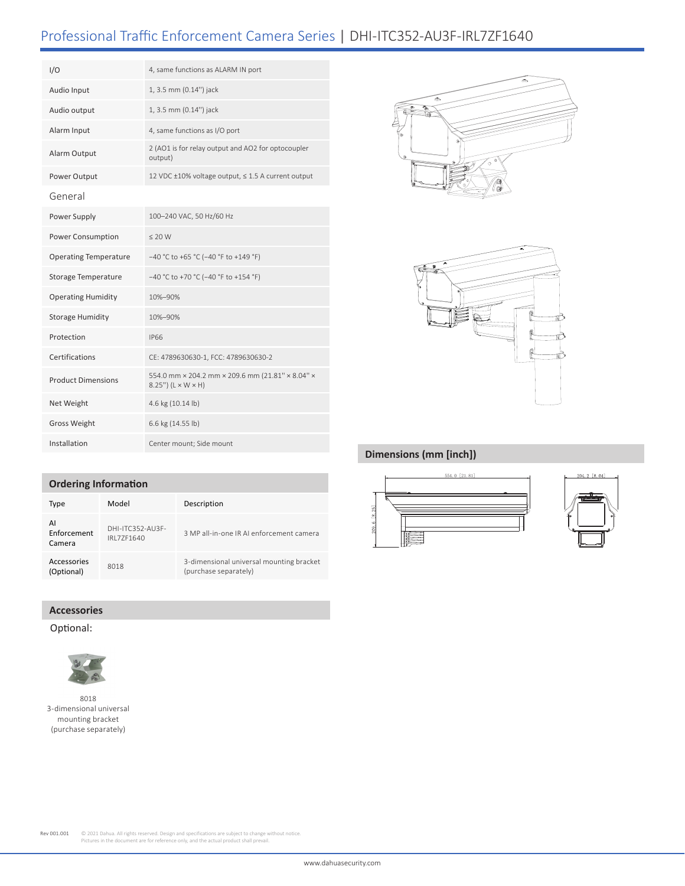# Professional Traffic Enforcement Camera Series | DHI-ITC352-AU3F-IRL7ZF1640

| | |
|---|---|
| I/O | 4, same functions as ALARM IN port |
| Audio Input | 1, 3.5 mm (0.14") jack |
| Audio output | 1, 3.5 mm (0.14") jack |
| Alarm Input | 4, same functions as I/O port |
| Alarm Output | 2 (AO1 is for relay output and AO2 for optocoupler output) |
| Power Output | 12 VDC ±10% voltage output, ≤ 1.5 A current output |

### General

| | |
|---|---|
| Power Supply | 100–240 VAC, 50 Hz/60 Hz |
| Power Consumption | ≤ 20 W |
| Operating Temperature | –40 °C to +65 °C (–40 °F to +149 °F) |
| Storage Temperature | –40 °C to +70 °C (–40 °F to +154 °F) |
| Operating Humidity | 10%–90% |
| Storage Humidity | 10%–90% |
| Protection | IP66 |
| Certifications | CE: 4789630630-1, FCC: 4789630630-2 |
| Product Dimensions | 554.0 mm × 204.2 mm × 209.6 mm (21.81" × 8.04" × 8.25") (L × W × H) |
| Net Weight | 4.6 kg (10.14 lb) |
| Gross Weight | 6.6 kg (14.55 lb) |
| Installation | Center mount; Side mount |

## Ordering Information

| Type | Model | Description |
|---|---|---|
| AI Enforcement Camera | DHI-ITC352-AU3F-IRL7ZF1640 | 3 MP all-in-one IR AI enforcement camera |
| Accessories (Optional) | 8018 | 3-dimensional universal mounting bracket (purchase separately) |

## Accessories

Optional:

8018
3-dimensional universal mounting bracket
(purchase separately)

## Dimensions (mm [inch])

554.0 [21.81]

209.6 [8.25]

204.2 [8.04]

Rev 001.001 © 2021 Dahua. All rights reserved. Design and specifications are subject to change without notice.
Pictures in the document are for reference only, and the actual product shall prevail.

www.dahuasecurity.com